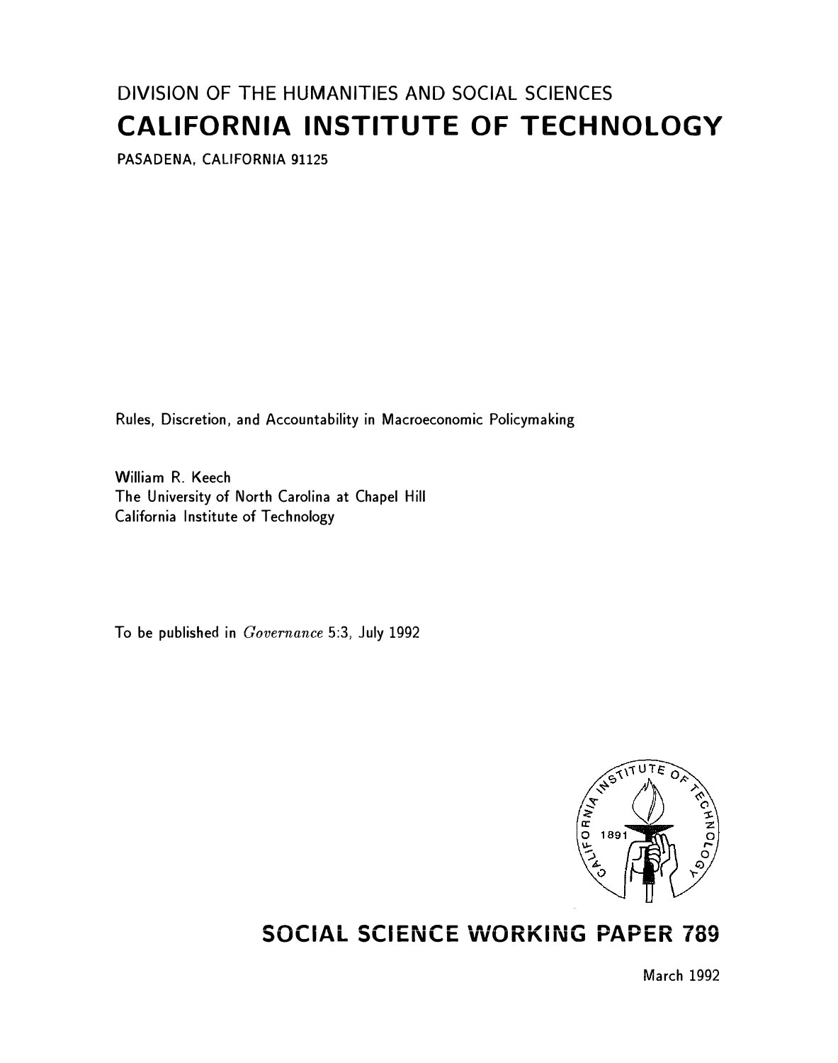DIVISION OF THE HUMANITIES AND SOCIAL SCIENCES

# CALIFORNIA INSTITUTE OF TECHNOLOGY

PASADENA, CALIFORNIA 91125

Rules, Discretion, and Accountability in Macroeconomic Policymaking

William R. Keech
The University of North Carolina at Chapel Hill
California Institute of Technology

To be published in *Governance* 5:3, July 1992

## SOCIAL SCIENCE WORKING PAPER 789

March 1992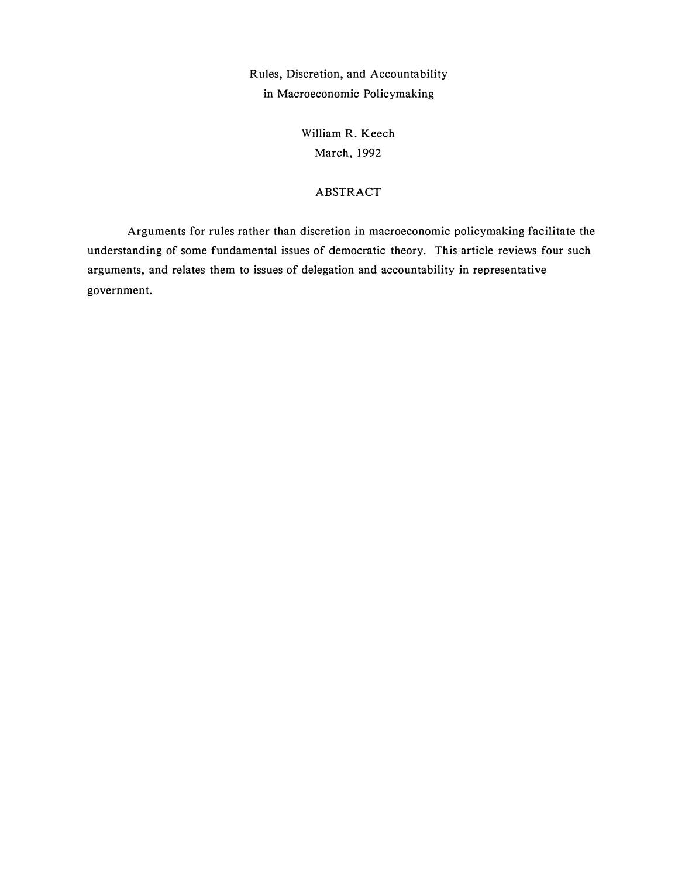# Rules, Discretion, and Accountability in Macroeconomic Policymaking

William R. Keech

March, 1992

## ABSTRACT

Arguments for rules rather than discretion in macroeconomic policymaking facilitate the understanding of some fundamental issues of democratic theory. This article reviews four such arguments, and relates them to issues of delegation and accountability in representative government.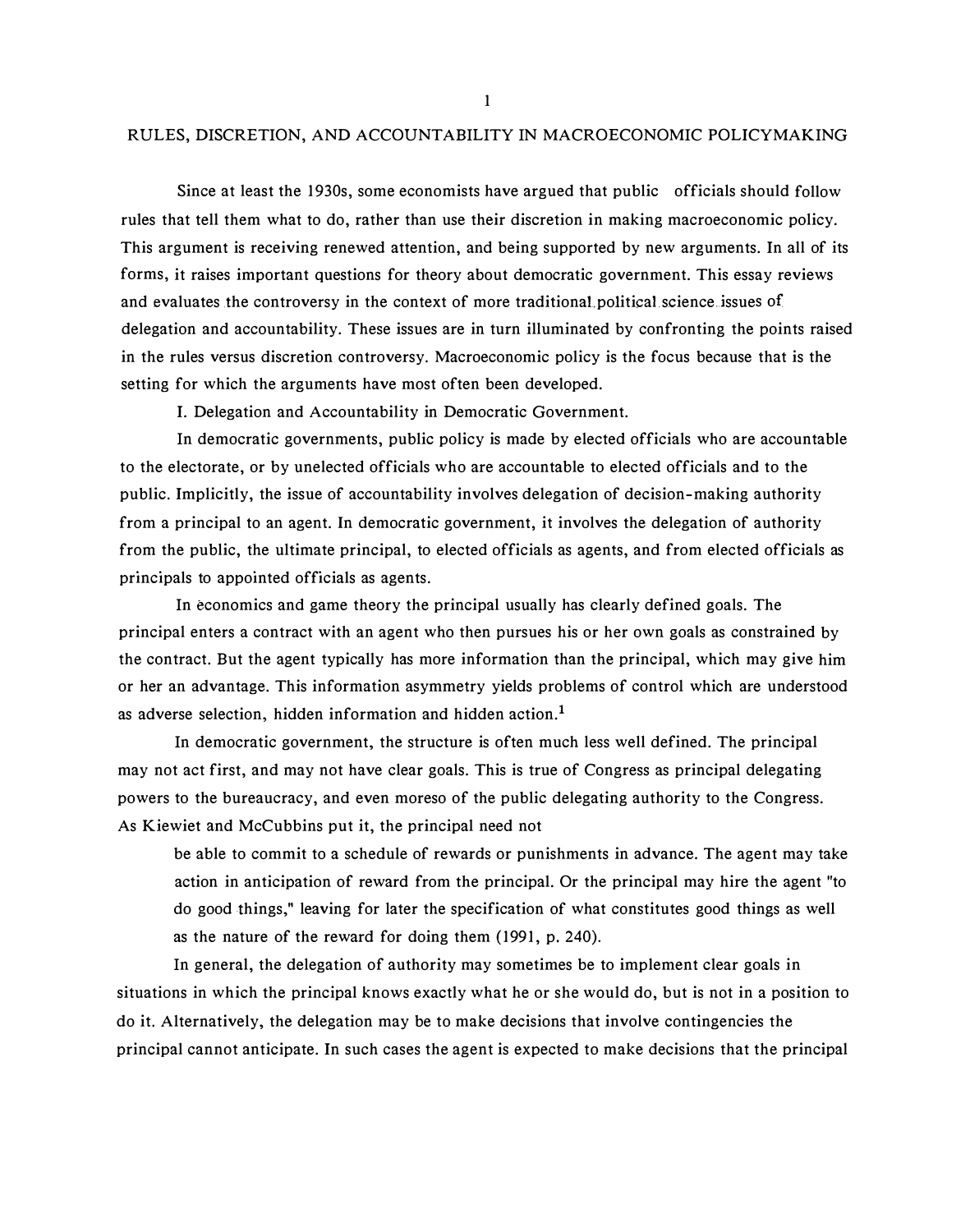# RULES, DISCRETION, AND ACCOUNTABILITY IN MACROECONOMIC POLICYMAKING

Since at least the 1930s, some economists have argued that public officials should follow rules that tell them what to do, rather than use their discretion in making macroeconomic policy. This argument is receiving renewed attention, and being supported by new arguments. In all of its forms, it raises important questions for theory about democratic government. This essay reviews and evaluates the controversy in the context of more traditional political science issues of delegation and accountability. These issues are in turn illuminated by confronting the points raised in the rules versus discretion controversy. Macroeconomic policy is the focus because that is the setting for which the arguments have most often been developed.

## I. Delegation and Accountability in Democratic Government.

In democratic governments, public policy is made by elected officials who are accountable to the electorate, or by unelected officials who are accountable to elected officials and to the public. Implicitly, the issue of accountability involves delegation of decision-making authority from a principal to an agent. In democratic government, it involves the delegation of authority from the public, the ultimate principal, to elected officials as agents, and from elected officials as principals to appointed officials as agents.

In economics and game theory the principal usually has clearly defined goals. The principal enters a contract with an agent who then pursues his or her own goals as constrained by the contract. But the agent typically has more information than the principal, which may give him or her an advantage. This information asymmetry yields problems of control which are understood as adverse selection, hidden information and hidden action.[1]

In democratic government, the structure is often much less well defined. The principal may not act first, and may not have clear goals. This is true of Congress as principal delegating powers to the bureaucracy, and even moreso of the public delegating authority to the Congress. As Kiewiet and McCubbins put it, the principal need not

> be able to commit to a schedule of rewards or punishments in advance. The agent may take action in anticipation of reward from the principal. Or the principal may hire the agent "to do good things," leaving for later the specification of what constitutes good things as well as the nature of the reward for doing them (1991, p. 240).

In general, the delegation of authority may sometimes be to implement clear goals in situations in which the principal knows exactly what he or she would do, but is not in a position to do it. Alternatively, the delegation may be to make decisions that involve contingencies the principal cannot anticipate. In such cases the agent is expected to make decisions that the principal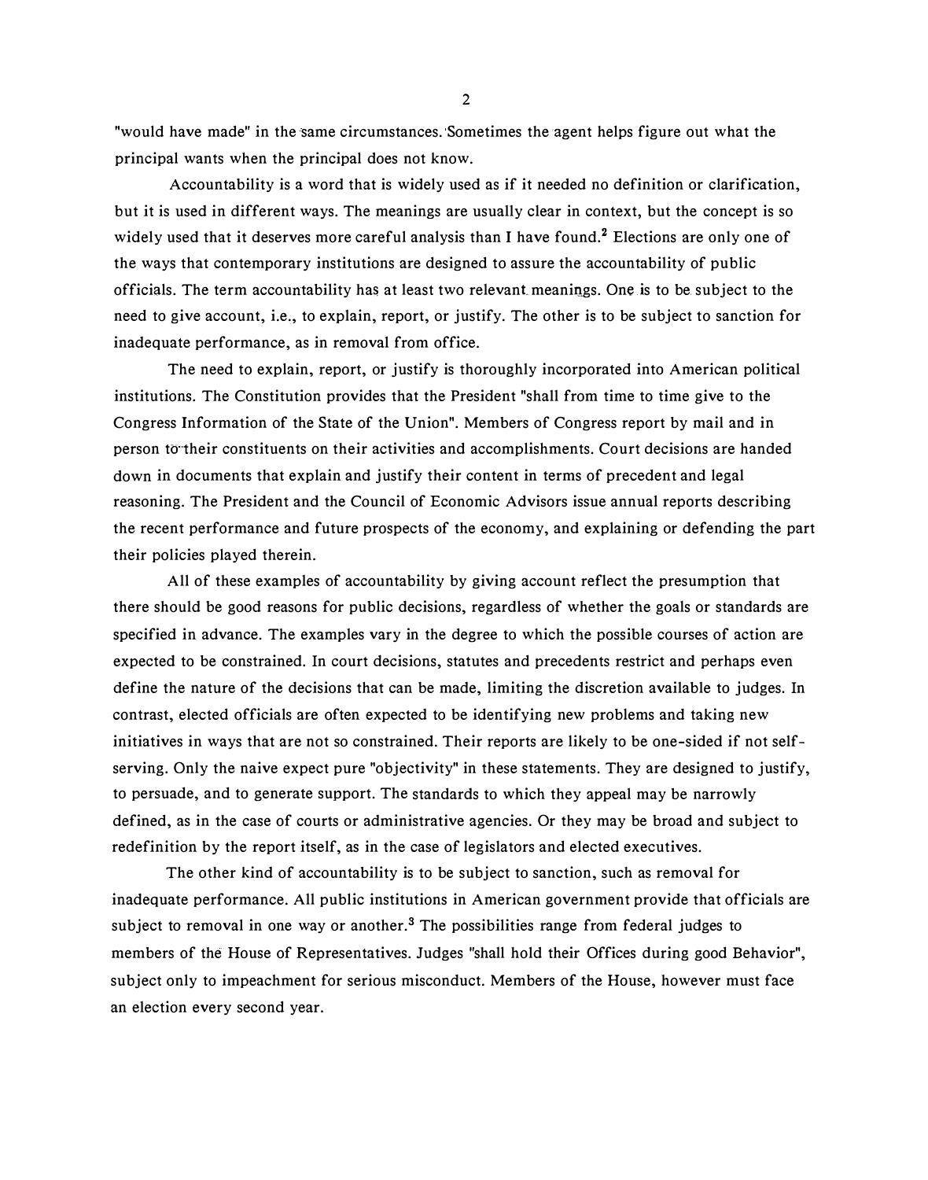"would have made" in the same circumstances. Sometimes the agent helps figure out what the principal wants when the principal does not know.

Accountability is a word that is widely used as if it needed no definition or clarification, but it is used in different ways. The meanings are usually clear in context, but the concept is so widely used that it deserves more careful analysis than I have found.[2] Elections are only one of the ways that contemporary institutions are designed to assure the accountability of public officials. The term accountability has at least two relevant meanings. One is to be subject to the need to give account, i.e., to explain, report, or justify. The other is to be subject to sanction for inadequate performance, as in removal from office.

The need to explain, report, or justify is thoroughly incorporated into American political institutions. The Constitution provides that the President "shall from time to time give to the Congress Information of the State of the Union". Members of Congress report by mail and in person to their constituents on their activities and accomplishments. Court decisions are handed down in documents that explain and justify their content in terms of precedent and legal reasoning. The President and the Council of Economic Advisors issue annual reports describing the recent performance and future prospects of the economy, and explaining or defending the part their policies played therein.

All of these examples of accountability by giving account reflect the presumption that there should be good reasons for public decisions, regardless of whether the goals or standards are specified in advance. The examples vary in the degree to which the possible courses of action are expected to be constrained. In court decisions, statutes and precedents restrict and perhaps even define the nature of the decisions that can be made, limiting the discretion available to judges. In contrast, elected officials are often expected to be identifying new problems and taking new initiatives in ways that are not so constrained. Their reports are likely to be one-sided if not self-serving. Only the naive expect pure "objectivity" in these statements. They are designed to justify, to persuade, and to generate support. The standards to which they appeal may be narrowly defined, as in the case of courts or administrative agencies. Or they may be broad and subject to redefinition by the report itself, as in the case of legislators and elected executives.

The other kind of accountability is to be subject to sanction, such as removal for inadequate performance. All public institutions in American government provide that officials are subject to removal in one way or another.[3] The possibilities range from federal judges to members of the House of Representatives. Judges "shall hold their Offices during good Behavior", subject only to impeachment for serious misconduct. Members of the House, however must face an election every second year.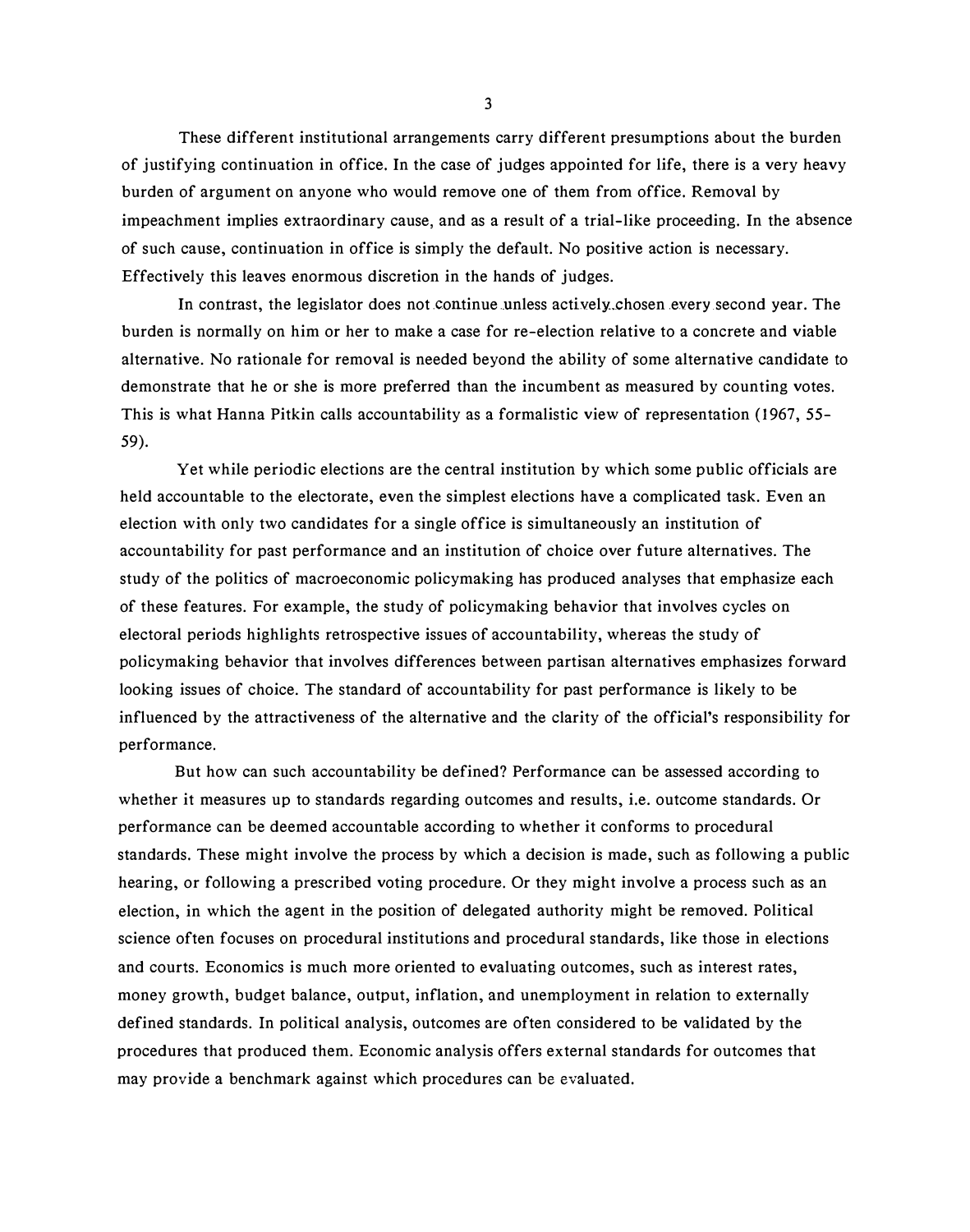These different institutional arrangements carry different presumptions about the burden of justifying continuation in office. In the case of judges appointed for life, there is a very heavy burden of argument on anyone who would remove one of them from office. Removal by impeachment implies extraordinary cause, and as a result of a trial-like proceeding. In the absence of such cause, continuation in office is simply the default. No positive action is necessary. Effectively this leaves enormous discretion in the hands of judges.

In contrast, the legislator does not continue unless actively chosen every second year. The burden is normally on him or her to make a case for re-election relative to a concrete and viable alternative. No rationale for removal is needed beyond the ability of some alternative candidate to demonstrate that he or she is more preferred than the incumbent as measured by counting votes. This is what Hanna Pitkin calls accountability as a formalistic view of representation (1967, 55-59).

Yet while periodic elections are the central institution by which some public officials are held accountable to the electorate, even the simplest elections have a complicated task. Even an election with only two candidates for a single office is simultaneously an institution of accountability for past performance and an institution of choice over future alternatives. The study of the politics of macroeconomic policymaking has produced analyses that emphasize each of these features. For example, the study of policymaking behavior that involves cycles on electoral periods highlights retrospective issues of accountability, whereas the study of policymaking behavior that involves differences between partisan alternatives emphasizes forward looking issues of choice. The standard of accountability for past performance is likely to be influenced by the attractiveness of the alternative and the clarity of the official's responsibility for performance.

But how can such accountability be defined? Performance can be assessed according to whether it measures up to standards regarding outcomes and results, i.e. outcome standards. Or performance can be deemed accountable according to whether it conforms to procedural standards. These might involve the process by which a decision is made, such as following a public hearing, or following a prescribed voting procedure. Or they might involve a process such as an election, in which the agent in the position of delegated authority might be removed. Political science often focuses on procedural institutions and procedural standards, like those in elections and courts. Economics is much more oriented to evaluating outcomes, such as interest rates, money growth, budget balance, output, inflation, and unemployment in relation to externally defined standards. In political analysis, outcomes are often considered to be validated by the procedures that produced them. Economic analysis offers external standards for outcomes that may provide a benchmark against which procedures can be evaluated.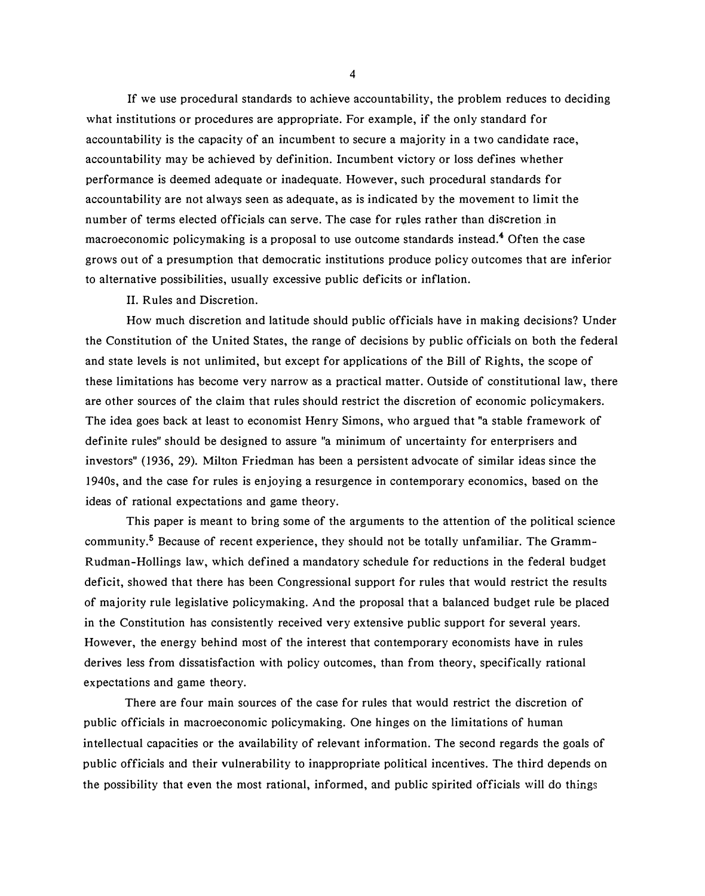If we use procedural standards to achieve accountability, the problem reduces to deciding what institutions or procedures are appropriate. For example, if the only standard for accountability is the capacity of an incumbent to secure a majority in a two candidate race, accountability may be achieved by definition. Incumbent victory or loss defines whether performance is deemed adequate or inadequate. However, such procedural standards for accountability are not always seen as adequate, as is indicated by the movement to limit the number of terms elected officials can serve. The case for rules rather than discretion in macroeconomic policymaking is a proposal to use outcome standards instead.[4] Often the case grows out of a presumption that democratic institutions produce policy outcomes that are inferior to alternative possibilities, usually excessive public deficits or inflation.

## II. Rules and Discretion.

How much discretion and latitude should public officials have in making decisions? Under the Constitution of the United States, the range of decisions by public officials on both the federal and state levels is not unlimited, but except for applications of the Bill of Rights, the scope of these limitations has become very narrow as a practical matter. Outside of constitutional law, there are other sources of the claim that rules should restrict the discretion of economic policymakers. The idea goes back at least to economist Henry Simons, who argued that "a stable framework of definite rules" should be designed to assure "a minimum of uncertainty for enterprisers and investors" (1936, 29). Milton Friedman has been a persistent advocate of similar ideas since the 1940s, and the case for rules is enjoying a resurgence in contemporary economics, based on the ideas of rational expectations and game theory.

This paper is meant to bring some of the arguments to the attention of the political science community.[5] Because of recent experience, they should not be totally unfamiliar. The Gramm-Rudman-Hollings law, which defined a mandatory schedule for reductions in the federal budget deficit, showed that there has been Congressional support for rules that would restrict the results of majority rule legislative policymaking. And the proposal that a balanced budget rule be placed in the Constitution has consistently received very extensive public support for several years. However, the energy behind most of the interest that contemporary economists have in rules derives less from dissatisfaction with policy outcomes, than from theory, specifically rational expectations and game theory.

There are four main sources of the case for rules that would restrict the discretion of public officials in macroeconomic policymaking. One hinges on the limitations of human intellectual capacities or the availability of relevant information. The second regards the goals of public officials and their vulnerability to inappropriate political incentives. The third depends on the possibility that even the most rational, informed, and public spirited officials will do things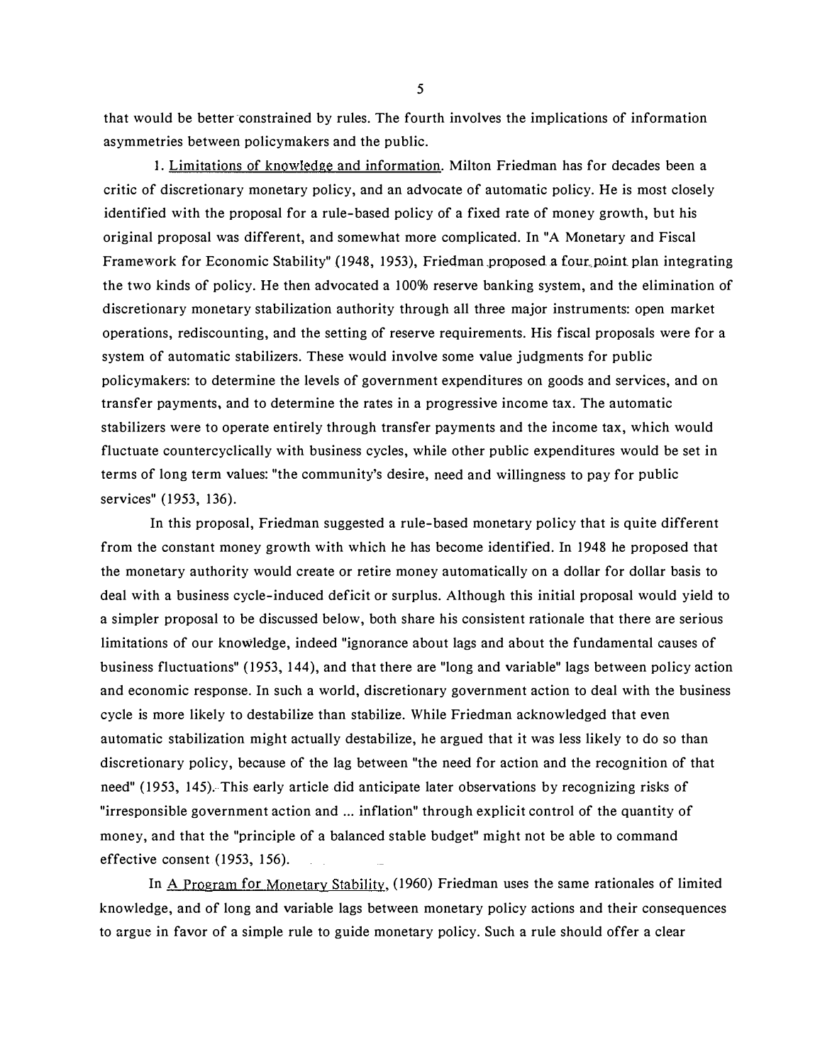that would be better constrained by rules. The fourth involves the implications of information asymmetries between policymakers and the public.

1. Limitations of knowledge and information. Milton Friedman has for decades been a critic of discretionary monetary policy, and an advocate of automatic policy. He is most closely identified with the proposal for a rule-based policy of a fixed rate of money growth, but his original proposal was different, and somewhat more complicated. In "A Monetary and Fiscal Framework for Economic Stability" (1948, 1953), Friedman proposed a four point plan integrating the two kinds of policy. He then advocated a 100% reserve banking system, and the elimination of discretionary monetary stabilization authority through all three major instruments: open market operations, rediscounting, and the setting of reserve requirements. His fiscal proposals were for a system of automatic stabilizers. These would involve some value judgments for public policymakers: to determine the levels of government expenditures on goods and services, and on transfer payments, and to determine the rates in a progressive income tax. The automatic stabilizers were to operate entirely through transfer payments and the income tax, which would fluctuate countercyclically with business cycles, while other public expenditures would be set in terms of long term values: "the community's desire, need and willingness to pay for public services" (1953, 136).

In this proposal, Friedman suggested a rule-based monetary policy that is quite different from the constant money growth with which he has become identified. In 1948 he proposed that the monetary authority would create or retire money automatically on a dollar for dollar basis to deal with a business cycle-induced deficit or surplus. Although this initial proposal would yield to a simpler proposal to be discussed below, both share his consistent rationale that there are serious limitations of our knowledge, indeed "ignorance about lags and about the fundamental causes of business fluctuations" (1953, 144), and that there are "long and variable" lags between policy action and economic response. In such a world, discretionary government action to deal with the business cycle is more likely to destabilize than stabilize. While Friedman acknowledged that even automatic stabilization might actually destabilize, he argued that it was less likely to do so than discretionary policy, because of the lag between "the need for action and the recognition of that need" (1953, 145). This early article did anticipate later observations by recognizing risks of "irresponsible government action and ... inflation" through explicit control of the quantity of money, and that the "principle of a balanced stable budget" might not be able to command effective consent (1953, 156).

In A Program for Monetary Stability, (1960) Friedman uses the same rationales of limited knowledge, and of long and variable lags between monetary policy actions and their consequences to argue in favor of a simple rule to guide monetary policy. Such a rule should offer a clear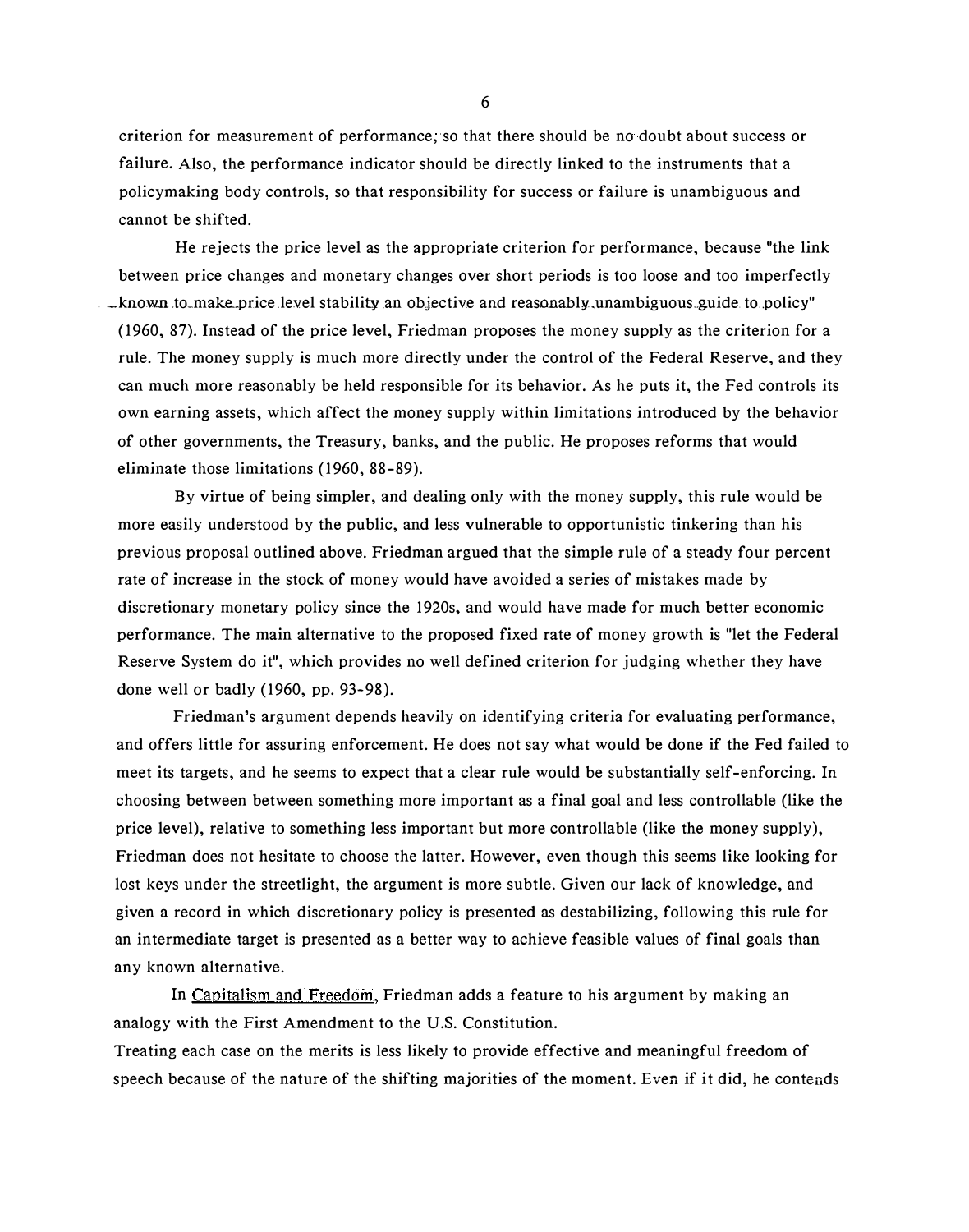criterion for measurement of performance, so that there should be no doubt about success or failure. Also, the performance indicator should be directly linked to the instruments that a policymaking body controls, so that responsibility for success or failure is unambiguous and cannot be shifted.

He rejects the price level as the appropriate criterion for performance, because "the link between price changes and monetary changes over short periods is too loose and too imperfectly known to make price level stability an objective and reasonably unambiguous guide to policy" (1960, 87). Instead of the price level, Friedman proposes the money supply as the criterion for a rule. The money supply is much more directly under the control of the Federal Reserve, and they can much more reasonably be held responsible for its behavior. As he puts it, the Fed controls its own earning assets, which affect the money supply within limitations introduced by the behavior of other governments, the Treasury, banks, and the public. He proposes reforms that would eliminate those limitations (1960, 88-89).

By virtue of being simpler, and dealing only with the money supply, this rule would be more easily understood by the public, and less vulnerable to opportunistic tinkering than his previous proposal outlined above. Friedman argued that the simple rule of a steady four percent rate of increase in the stock of money would have avoided a series of mistakes made by discretionary monetary policy since the 1920s, and would have made for much better economic performance. The main alternative to the proposed fixed rate of money growth is "let the Federal Reserve System do it", which provides no well defined criterion for judging whether they have done well or badly (1960, pp. 93-98).

Friedman's argument depends heavily on identifying criteria for evaluating performance, and offers little for assuring enforcement. He does not say what would be done if the Fed failed to meet its targets, and he seems to expect that a clear rule would be substantially self-enforcing. In choosing between between something more important as a final goal and less controllable (like the price level), relative to something less important but more controllable (like the money supply), Friedman does not hesitate to choose the latter. However, even though this seems like looking for lost keys under the streetlight, the argument is more subtle. Given our lack of knowledge, and given a record in which discretionary policy is presented as destabilizing, following this rule for an intermediate target is presented as a better way to achieve feasible values of final goals than any known alternative.

In Capitalism and Freedom, Friedman adds a feature to his argument by making an analogy with the First Amendment to the U.S. Constitution.
Treating each case on the merits is less likely to provide effective and meaningful freedom of speech because of the nature of the shifting majorities of the moment. Even if it did, he contends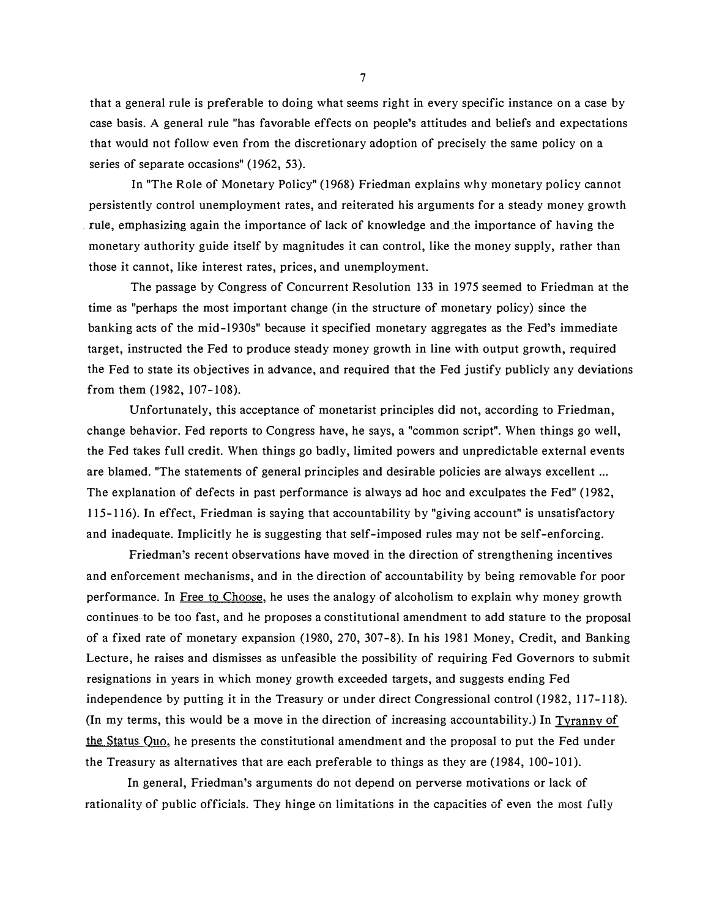that a general rule is preferable to doing what seems right in every specific instance on a case by case basis. A general rule "has favorable effects on people's attitudes and beliefs and expectations that would not follow even from the discretionary adoption of precisely the same policy on a series of separate occasions" (1962, 53).

In "The Role of Monetary Policy" (1968) Friedman explains why monetary policy cannot persistently control unemployment rates, and reiterated his arguments for a steady money growth rule, emphasizing again the importance of lack of knowledge and the importance of having the monetary authority guide itself by magnitudes it can control, like the money supply, rather than those it cannot, like interest rates, prices, and unemployment.

The passage by Congress of Concurrent Resolution 133 in 1975 seemed to Friedman at the time as "perhaps the most important change (in the structure of monetary policy) since the banking acts of the mid-1930s" because it specified monetary aggregates as the Fed's immediate target, instructed the Fed to produce steady money growth in line with output growth, required the Fed to state its objectives in advance, and required that the Fed justify publicly any deviations from them (1982, 107-108).

Unfortunately, this acceptance of monetarist principles did not, according to Friedman, change behavior. Fed reports to Congress have, he says, a "common script". When things go well, the Fed takes full credit. When things go badly, limited powers and unpredictable external events are blamed. "The statements of general principles and desirable policies are always excellent ... The explanation of defects in past performance is always ad hoc and exculpates the Fed" (1982, 115-116). In effect, Friedman is saying that accountability by "giving account" is unsatisfactory and inadequate. Implicitly he is suggesting that self-imposed rules may not be self-enforcing.

Friedman's recent observations have moved in the direction of strengthening incentives and enforcement mechanisms, and in the direction of accountability by being removable for poor performance. In Free to Choose, he uses the analogy of alcoholism to explain why money growth continues to be too fast, and he proposes a constitutional amendment to add stature to the proposal of a fixed rate of monetary expansion (1980, 270, 307-8). In his 1981 Money, Credit, and Banking Lecture, he raises and dismisses as unfeasible the possibility of requiring Fed Governors to submit resignations in years in which money growth exceeded targets, and suggests ending Fed independence by putting it in the Treasury or under direct Congressional control (1982, 117-118). (In my terms, this would be a move in the direction of increasing accountability.) In Tyranny of the Status Quo, he presents the constitutional amendment and the proposal to put the Fed under the Treasury as alternatives that are each preferable to things as they are (1984, 100-101).

In general, Friedman's arguments do not depend on perverse motivations or lack of rationality of public officials. They hinge on limitations in the capacities of even the most fully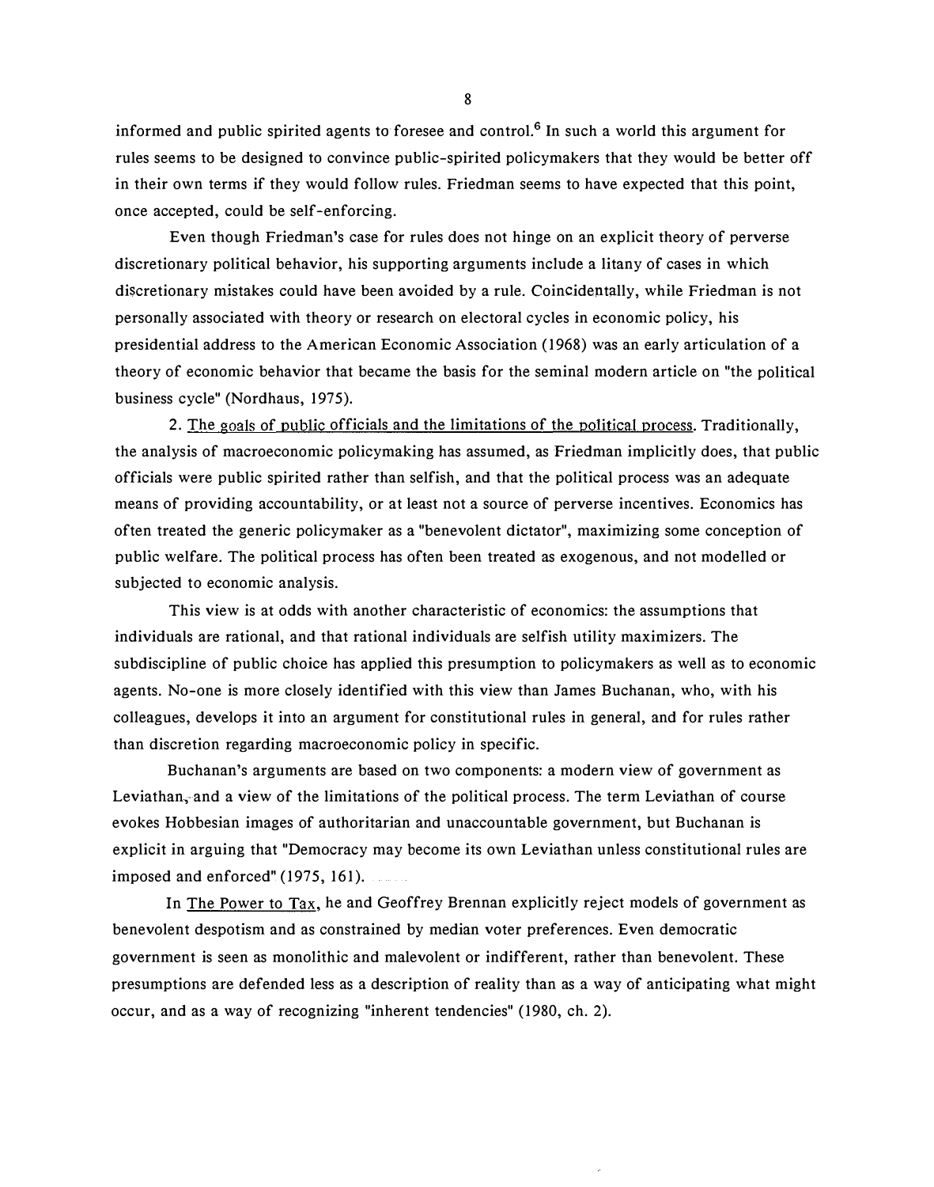informed and public spirited agents to foresee and control.[6] In such a world this argument for rules seems to be designed to convince public-spirited policymakers that they would be better off in their own terms if they would follow rules. Friedman seems to have expected that this point, once accepted, could be self-enforcing.

Even though Friedman's case for rules does not hinge on an explicit theory of perverse discretionary political behavior, his supporting arguments include a litany of cases in which discretionary mistakes could have been avoided by a rule. Coincidentally, while Friedman is not personally associated with theory or research on electoral cycles in economic policy, his presidential address to the American Economic Association (1968) was an early articulation of a theory of economic behavior that became the basis for the seminal modern article on "the political business cycle" (Nordhaus, 1975).

2. The goals of public officials and the limitations of the political process. Traditionally, the analysis of macroeconomic policymaking has assumed, as Friedman implicitly does, that public officials were public spirited rather than selfish, and that the political process was an adequate means of providing accountability, or at least not a source of perverse incentives. Economics has often treated the generic policymaker as a "benevolent dictator", maximizing some conception of public welfare. The political process has often been treated as exogenous, and not modelled or subjected to economic analysis.

This view is at odds with another characteristic of economics: the assumptions that individuals are rational, and that rational individuals are selfish utility maximizers. The subdiscipline of public choice has applied this presumption to policymakers as well as to economic agents. No-one is more closely identified with this view than James Buchanan, who, with his colleagues, develops it into an argument for constitutional rules in general, and for rules rather than discretion regarding macroeconomic policy in specific.

Buchanan's arguments are based on two components: a modern view of government as Leviathan, and a view of the limitations of the political process. The term Leviathan of course evokes Hobbesian images of authoritarian and unaccountable government, but Buchanan is explicit in arguing that "Democracy may become its own Leviathan unless constitutional rules are imposed and enforced" (1975, 161).

In The Power to Tax, he and Geoffrey Brennan explicitly reject models of government as benevolent despotism and as constrained by median voter preferences. Even democratic government is seen as monolithic and malevolent or indifferent, rather than benevolent. These presumptions are defended less as a description of reality than as a way of anticipating what might occur, and as a way of recognizing "inherent tendencies" (1980, ch. 2).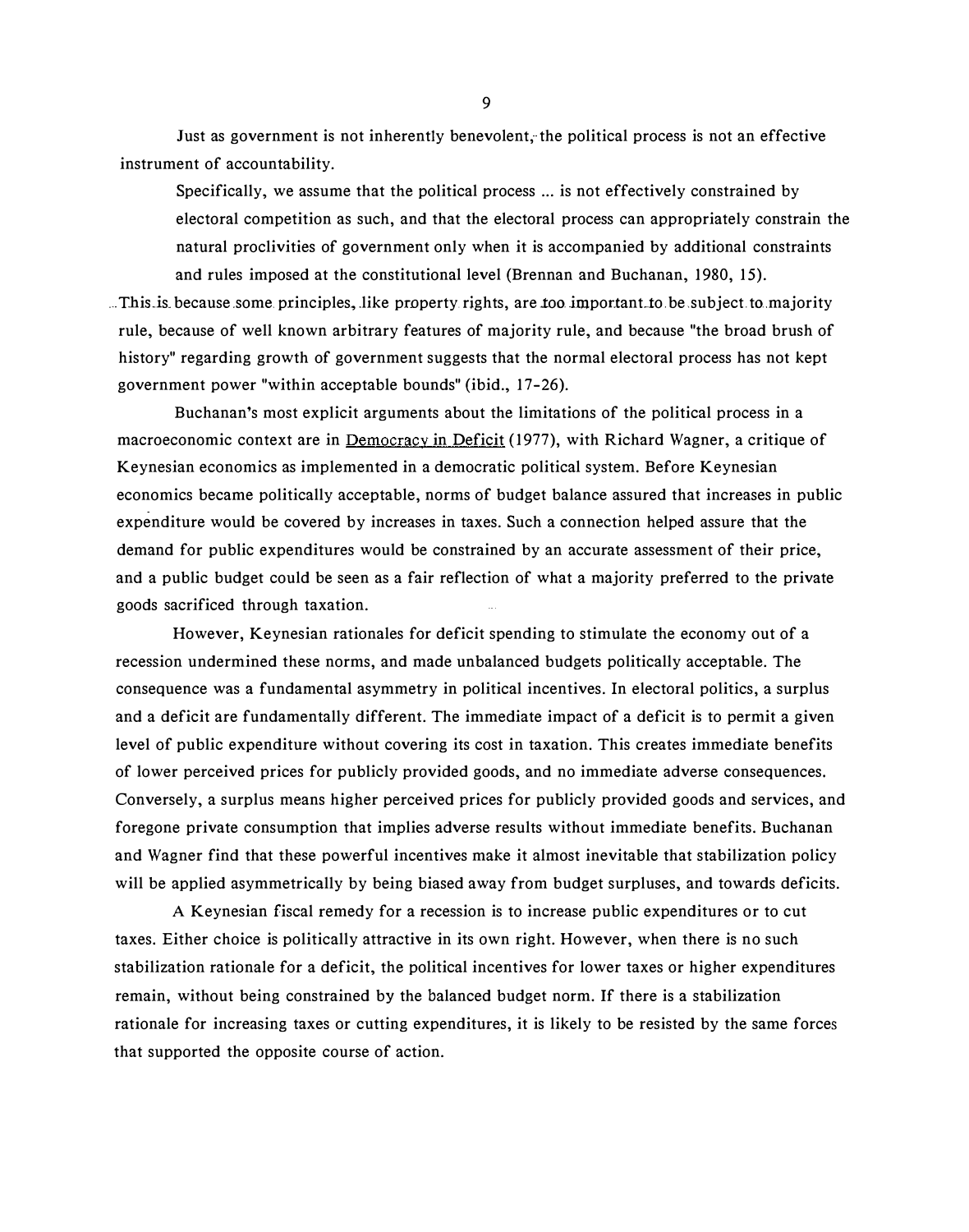Just as government is not inherently benevolent, the political process is not an effective instrument of accountability.

> Specifically, we assume that the political process ... is not effectively constrained by electoral competition as such, and that the electoral process can appropriately constrain the natural proclivities of government only when it is accompanied by additional constraints and rules imposed at the constitutional level (Brennan and Buchanan, 1980, 15).

This is because some principles, like property rights, are too important to be subject to majority rule, because of well known arbitrary features of majority rule, and because "the broad brush of history" regarding growth of government suggests that the normal electoral process has not kept government power "within acceptable bounds" (ibid., 17-26).

Buchanan's most explicit arguments about the limitations of the political process in a macroeconomic context are in Democracy in Deficit (1977), with Richard Wagner, a critique of Keynesian economics as implemented in a democratic political system. Before Keynesian economics became politically acceptable, norms of budget balance assured that increases in public expenditure would be covered by increases in taxes. Such a connection helped assure that the demand for public expenditures would be constrained by an accurate assessment of their price, and a public budget could be seen as a fair reflection of what a majority preferred to the private goods sacrificed through taxation.

However, Keynesian rationales for deficit spending to stimulate the economy out of a recession undermined these norms, and made unbalanced budgets politically acceptable. The consequence was a fundamental asymmetry in political incentives. In electoral politics, a surplus and a deficit are fundamentally different. The immediate impact of a deficit is to permit a given level of public expenditure without covering its cost in taxation. This creates immediate benefits of lower perceived prices for publicly provided goods, and no immediate adverse consequences. Conversely, a surplus means higher perceived prices for publicly provided goods and services, and foregone private consumption that implies adverse results without immediate benefits. Buchanan and Wagner find that these powerful incentives make it almost inevitable that stabilization policy will be applied asymmetrically by being biased away from budget surpluses, and towards deficits.

A Keynesian fiscal remedy for a recession is to increase public expenditures or to cut taxes. Either choice is politically attractive in its own right. However, when there is no such stabilization rationale for a deficit, the political incentives for lower taxes or higher expenditures remain, without being constrained by the balanced budget norm. If there is a stabilization rationale for increasing taxes or cutting expenditures, it is likely to be resisted by the same forces that supported the opposite course of action.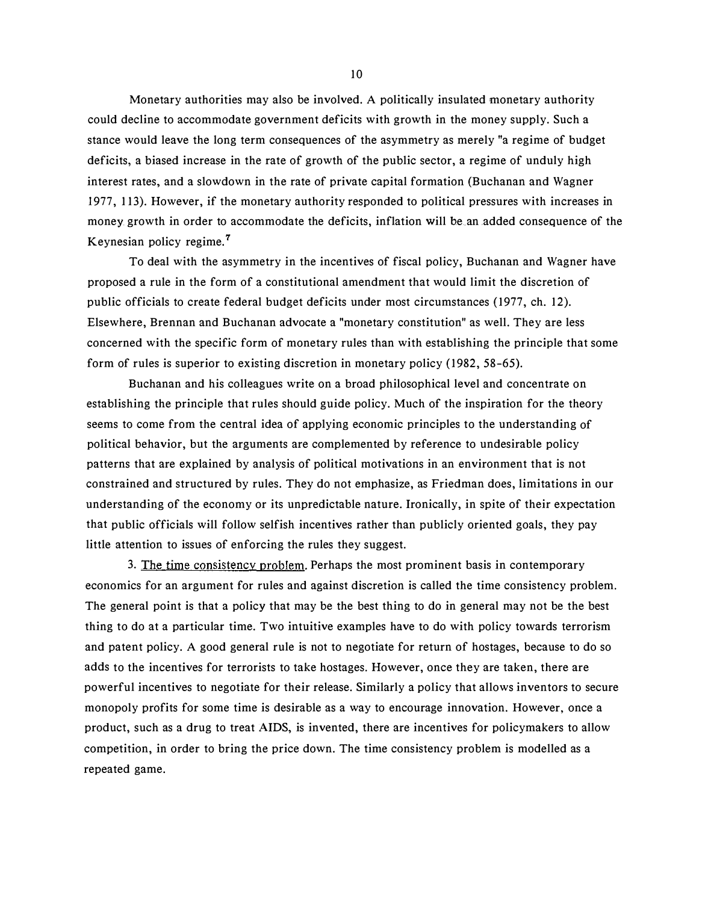Monetary authorities may also be involved. A politically insulated monetary authority could decline to accommodate government deficits with growth in the money supply. Such a stance would leave the long term consequences of the asymmetry as merely "a regime of budget deficits, a biased increase in the rate of growth of the public sector, a regime of unduly high interest rates, and a slowdown in the rate of private capital formation (Buchanan and Wagner 1977, 113). However, if the monetary authority responded to political pressures with increases in money growth in order to accommodate the deficits, inflation will be an added consequence of the Keynesian policy regime.[7]

To deal with the asymmetry in the incentives of fiscal policy, Buchanan and Wagner have proposed a rule in the form of a constitutional amendment that would limit the discretion of public officials to create federal budget deficits under most circumstances (1977, ch. 12). Elsewhere, Brennan and Buchanan advocate a "monetary constitution" as well. They are less concerned with the specific form of monetary rules than with establishing the principle that some form of rules is superior to existing discretion in monetary policy (1982, 58-65).

Buchanan and his colleagues write on a broad philosophical level and concentrate on establishing the principle that rules should guide policy. Much of the inspiration for the theory seems to come from the central idea of applying economic principles to the understanding of political behavior, but the arguments are complemented by reference to undesirable policy patterns that are explained by analysis of political motivations in an environment that is not constrained and structured by rules. They do not emphasize, as Friedman does, limitations in our understanding of the economy or its unpredictable nature. Ironically, in spite of their expectation that public officials will follow selfish incentives rather than publicly oriented goals, they pay little attention to issues of enforcing the rules they suggest.

3. The time consistency problem. Perhaps the most prominent basis in contemporary economics for an argument for rules and against discretion is called the time consistency problem. The general point is that a policy that may be the best thing to do in general may not be the best thing to do at a particular time. Two intuitive examples have to do with policy towards terrorism and patent policy. A good general rule is not to negotiate for return of hostages, because to do so adds to the incentives for terrorists to take hostages. However, once they are taken, there are powerful incentives to negotiate for their release. Similarly a policy that allows inventors to secure monopoly profits for some time is desirable as a way to encourage innovation. However, once a product, such as a drug to treat AIDS, is invented, there are incentives for policymakers to allow competition, in order to bring the price down. The time consistency problem is modelled as a repeated game.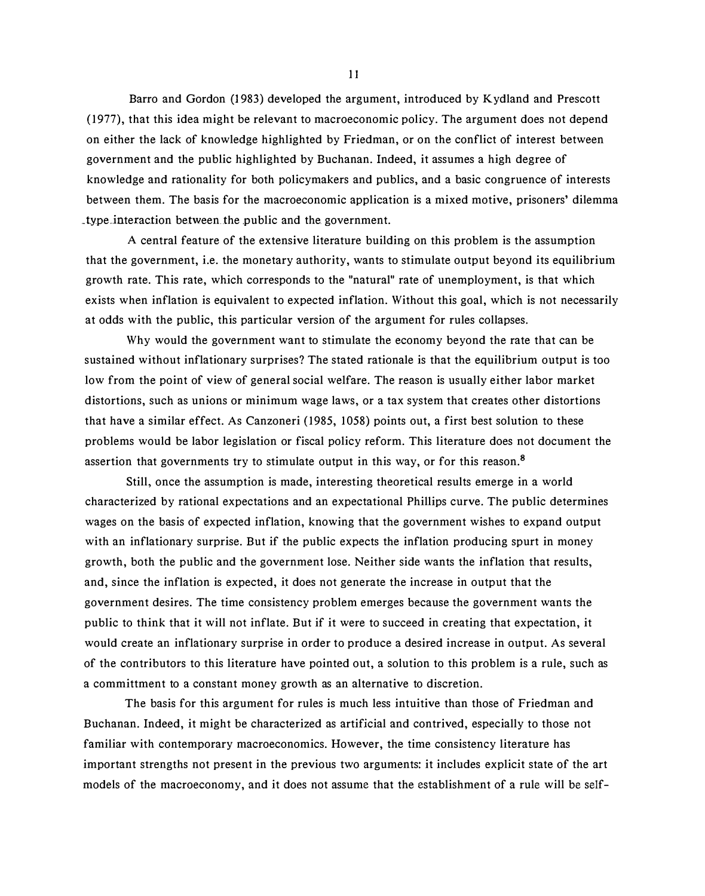Barro and Gordon (1983) developed the argument, introduced by Kydland and Prescott (1977), that this idea might be relevant to macroeconomic policy. The argument does not depend on either the lack of knowledge highlighted by Friedman, or on the conflict of interest between government and the public highlighted by Buchanan. Indeed, it assumes a high degree of knowledge and rationality for both policymakers and publics, and a basic congruence of interests between them. The basis for the macroeconomic application is a mixed motive, prisoners' dilemma type interaction between the public and the government.

A central feature of the extensive literature building on this problem is the assumption that the government, i.e. the monetary authority, wants to stimulate output beyond its equilibrium growth rate. This rate, which corresponds to the "natural" rate of unemployment, is that which exists when inflation is equivalent to expected inflation. Without this goal, which is not necessarily at odds with the public, this particular version of the argument for rules collapses.

Why would the government want to stimulate the economy beyond the rate that can be sustained without inflationary surprises? The stated rationale is that the equilibrium output is too low from the point of view of general social welfare. The reason is usually either labor market distortions, such as unions or minimum wage laws, or a tax system that creates other distortions that have a similar effect. As Canzoneri (1985, 1058) points out, a first best solution to these problems would be labor legislation or fiscal policy reform. This literature does not document the assertion that governments try to stimulate output in this way, or for this reason.[8]

Still, once the assumption is made, interesting theoretical results emerge in a world characterized by rational expectations and an expectational Phillips curve. The public determines wages on the basis of expected inflation, knowing that the government wishes to expand output with an inflationary surprise. But if the public expects the inflation producing spurt in money growth, both the public and the government lose. Neither side wants the inflation that results, and, since the inflation is expected, it does not generate the increase in output that the government desires. The time consistency problem emerges because the government wants the public to think that it will not inflate. But if it were to succeed in creating that expectation, it would create an inflationary surprise in order to produce a desired increase in output. As several of the contributors to this literature have pointed out, a solution to this problem is a rule, such as a committment to a constant money growth as an alternative to discretion.

The basis for this argument for rules is much less intuitive than those of Friedman and Buchanan. Indeed, it might be characterized as artificial and contrived, especially to those not familiar with contemporary macroeconomics. However, the time consistency literature has important strengths not present in the previous two arguments: it includes explicit state of the art models of the macroeconomy, and it does not assume that the establishment of a rule will be self-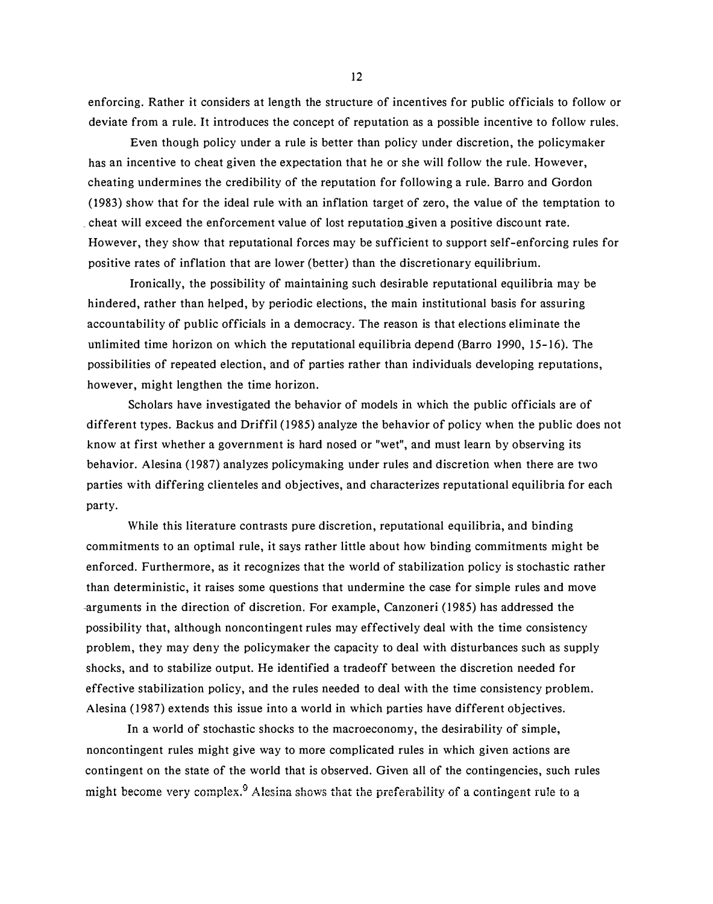enforcing. Rather it considers at length the structure of incentives for public officials to follow or deviate from a rule. It introduces the concept of reputation as a possible incentive to follow rules.

Even though policy under a rule is better than policy under discretion, the policymaker has an incentive to cheat given the expectation that he or she will follow the rule. However, cheating undermines the credibility of the reputation for following a rule. Barro and Gordon (1983) show that for the ideal rule with an inflation target of zero, the value of the temptation to cheat will exceed the enforcement value of lost reputation given a positive discount rate. However, they show that reputational forces may be sufficient to support self-enforcing rules for positive rates of inflation that are lower (better) than the discretionary equilibrium.

Ironically, the possibility of maintaining such desirable reputational equilibria may be hindered, rather than helped, by periodic elections, the main institutional basis for assuring accountability of public officials in a democracy. The reason is that elections eliminate the unlimited time horizon on which the reputational equilibria depend (Barro 1990, 15-16). The possibilities of repeated election, and of parties rather than individuals developing reputations, however, might lengthen the time horizon.

Scholars have investigated the behavior of models in which the public officials are of different types. Backus and Driffil (1985) analyze the behavior of policy when the public does not know at first whether a government is hard nosed or "wet", and must learn by observing its behavior. Alesina (1987) analyzes policymaking under rules and discretion when there are two parties with differing clienteles and objectives, and characterizes reputational equilibria for each party.

While this literature contrasts pure discretion, reputational equilibria, and binding commitments to an optimal rule, it says rather little about how binding commitments might be enforced. Furthermore, as it recognizes that the world of stabilization policy is stochastic rather than deterministic, it raises some questions that undermine the case for simple rules and move arguments in the direction of discretion. For example, Canzoneri (1985) has addressed the possibility that, although noncontingent rules may effectively deal with the time consistency problem, they may deny the policymaker the capacity to deal with disturbances such as supply shocks, and to stabilize output. He identified a tradeoff between the discretion needed for effective stabilization policy, and the rules needed to deal with the time consistency problem. Alesina (1987) extends this issue into a world in which parties have different objectives.

In a world of stochastic shocks to the macroeconomy, the desirability of simple, noncontingent rules might give way to more complicated rules in which given actions are contingent on the state of the world that is observed. Given all of the contingencies, such rules might become very complex.[9] Alesina shows that the preferability of a contingent rule to a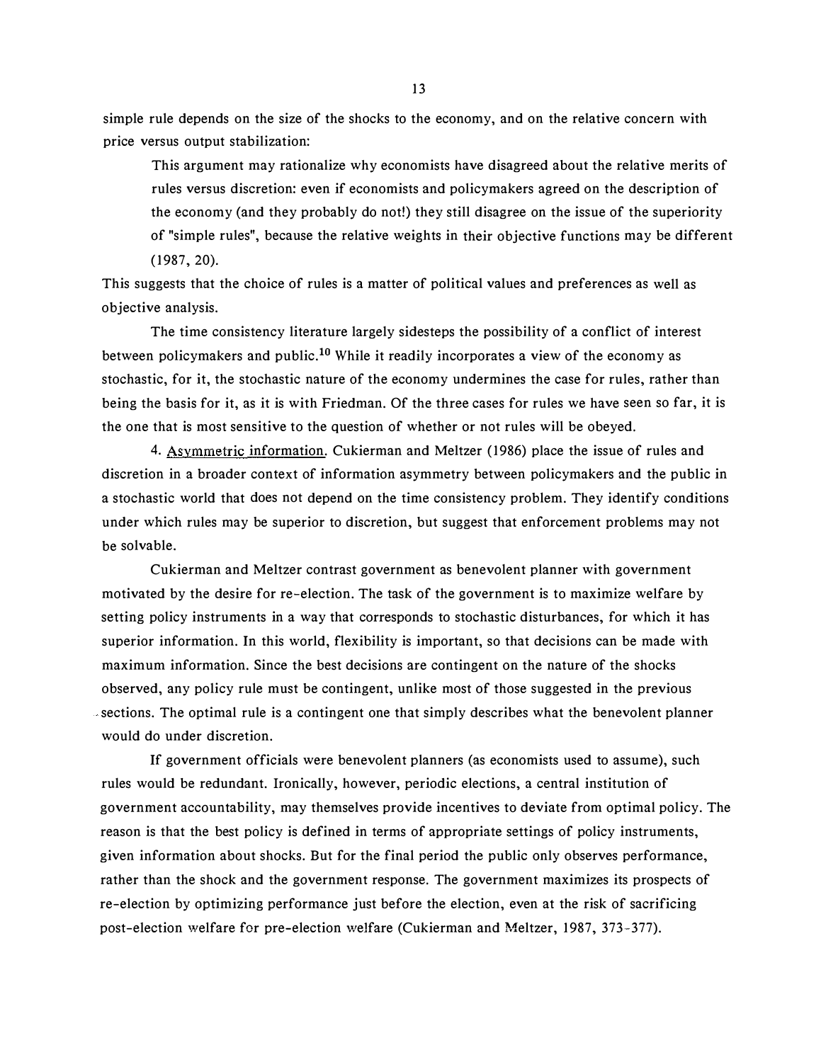simple rule depends on the size of the shocks to the economy, and on the relative concern with price versus output stabilization:

> This argument may rationalize why economists have disagreed about the relative merits of rules versus discretion: even if economists and policymakers agreed on the description of the economy (and they probably do not!) they still disagree on the issue of the superiority of "simple rules", because the relative weights in their objective functions may be different (1987, 20).

This suggests that the choice of rules is a matter of political values and preferences as well as objective analysis.

The time consistency literature largely sidesteps the possibility of a conflict of interest between policymakers and public.[10] While it readily incorporates a view of the economy as stochastic, for it, the stochastic nature of the economy undermines the case for rules, rather than being the basis for it, as it is with Friedman. Of the three cases for rules we have seen so far, it is the one that is most sensitive to the question of whether or not rules will be obeyed.

4. Asymmetric information. Cukierman and Meltzer (1986) place the issue of rules and discretion in a broader context of information asymmetry between policymakers and the public in a stochastic world that does not depend on the time consistency problem. They identify conditions under which rules may be superior to discretion, but suggest that enforcement problems may not be solvable.

Cukierman and Meltzer contrast government as benevolent planner with government motivated by the desire for re-election. The task of the government is to maximize welfare by setting policy instruments in a way that corresponds to stochastic disturbances, for which it has superior information. In this world, flexibility is important, so that decisions can be made with maximum information. Since the best decisions are contingent on the nature of the shocks observed, any policy rule must be contingent, unlike most of those suggested in the previous sections. The optimal rule is a contingent one that simply describes what the benevolent planner would do under discretion.

If government officials were benevolent planners (as economists used to assume), such rules would be redundant. Ironically, however, periodic elections, a central institution of government accountability, may themselves provide incentives to deviate from optimal policy. The reason is that the best policy is defined in terms of appropriate settings of policy instruments, given information about shocks. But for the final period the public only observes performance, rather than the shock and the government response. The government maximizes its prospects of re-election by optimizing performance just before the election, even at the risk of sacrificing post-election welfare for pre-election welfare (Cukierman and Meltzer, 1987, 373-377).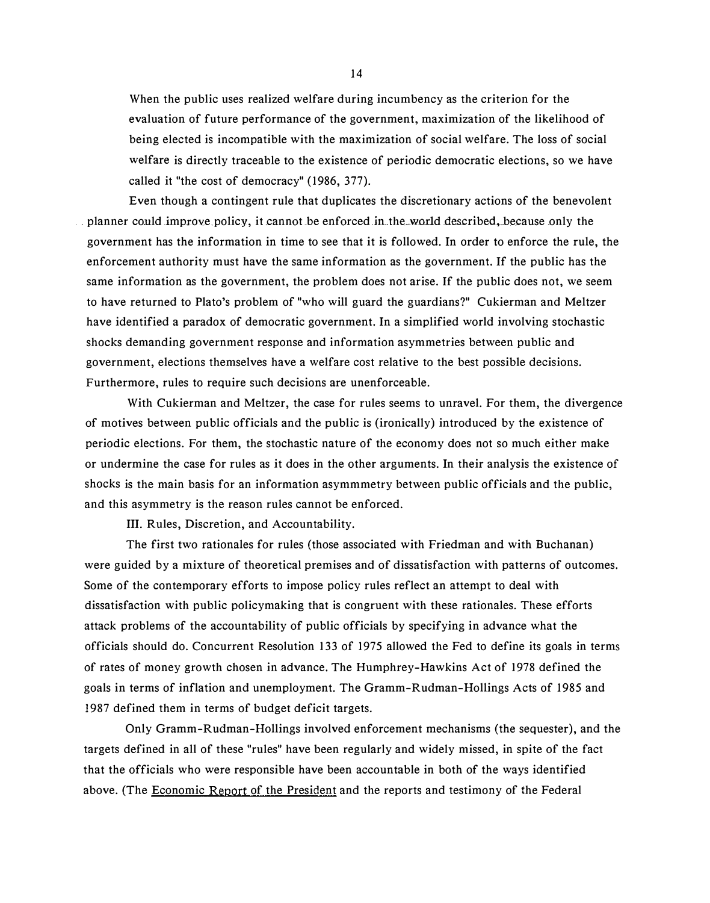When the public uses realized welfare during incumbency as the criterion for the evaluation of future performance of the government, maximization of the likelihood of being elected is incompatible with the maximization of social welfare. The loss of social welfare is directly traceable to the existence of periodic democratic elections, so we have called it "the cost of democracy" (1986, 377).

Even though a contingent rule that duplicates the discretionary actions of the benevolent planner could improve policy, it cannot be enforced in the world described, because only the government has the information in time to see that it is followed. In order to enforce the rule, the enforcement authority must have the same information as the government. If the public has the same information as the government, the problem does not arise. If the public does not, we seem to have returned to Plato's problem of "who will guard the guardians?" Cukierman and Meltzer have identified a paradox of democratic government. In a simplified world involving stochastic shocks demanding government response and information asymmetries between public and government, elections themselves have a welfare cost relative to the best possible decisions. Furthermore, rules to require such decisions are unenforceable.

With Cukierman and Meltzer, the case for rules seems to unravel. For them, the divergence of motives between public officials and the public is (ironically) introduced by the existence of periodic elections. For them, the stochastic nature of the economy does not so much either make or undermine the case for rules as it does in the other arguments. In their analysis the existence of shocks is the main basis for an information asymmmetry between public officials and the public, and this asymmetry is the reason rules cannot be enforced.

## III. Rules, Discretion, and Accountability.

The first two rationales for rules (those associated with Friedman and with Buchanan) were guided by a mixture of theoretical premises and of dissatisfaction with patterns of outcomes. Some of the contemporary efforts to impose policy rules reflect an attempt to deal with dissatisfaction with public policymaking that is congruent with these rationales. These efforts attack problems of the accountability of public officials by specifying in advance what the officials should do. Concurrent Resolution 133 of 1975 allowed the Fed to define its goals in terms of rates of money growth chosen in advance. The Humphrey-Hawkins Act of 1978 defined the goals in terms of inflation and unemployment. The Gramm-Rudman-Hollings Acts of 1985 and 1987 defined them in terms of budget deficit targets.

Only Gramm-Rudman-Hollings involved enforcement mechanisms (the sequester), and the targets defined in all of these "rules" have been regularly and widely missed, in spite of the fact that the officials who were responsible have been accountable in both of the ways identified above. (The Economic Report of the President and the reports and testimony of the Federal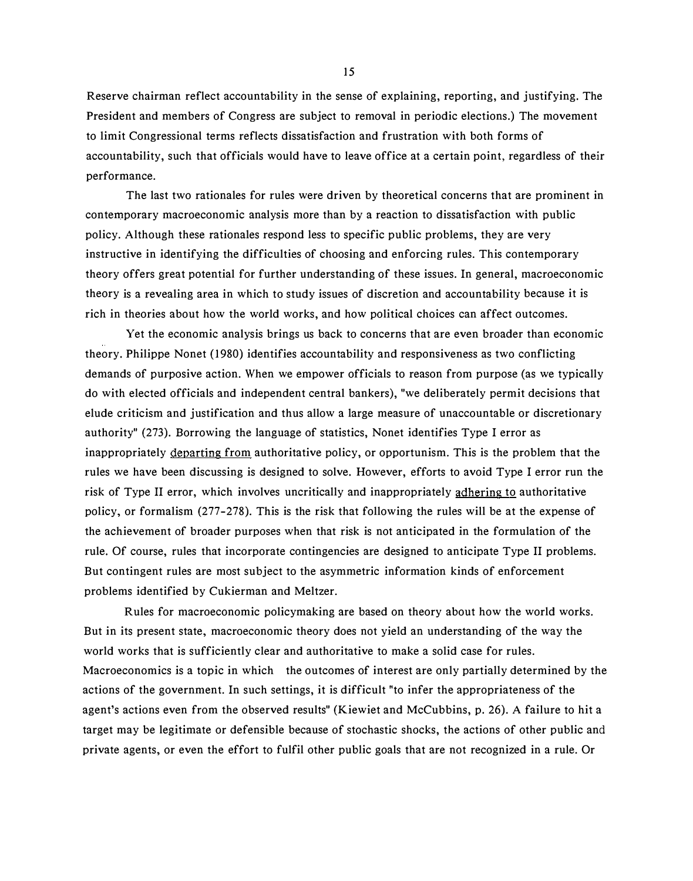Reserve chairman reflect accountability in the sense of explaining, reporting, and justifying. The President and members of Congress are subject to removal in periodic elections.) The movement to limit Congressional terms reflects dissatisfaction and frustration with both forms of accountability, such that officials would have to leave office at a certain point, regardless of their performance.

The last two rationales for rules were driven by theoretical concerns that are prominent in contemporary macroeconomic analysis more than by a reaction to dissatisfaction with public policy. Although these rationales respond less to specific public problems, they are very instructive in identifying the difficulties of choosing and enforcing rules. This contemporary theory offers great potential for further understanding of these issues. In general, macroeconomic theory is a revealing area in which to study issues of discretion and accountability because it is rich in theories about how the world works, and how political choices can affect outcomes.

Yet the economic analysis brings us back to concerns that are even broader than economic theory. Philippe Nonet (1980) identifies accountability and responsiveness as two conflicting demands of purposive action. When we empower officials to reason from purpose (as we typically do with elected officials and independent central bankers), "we deliberately permit decisions that elude criticism and justification and thus allow a large measure of unaccountable or discretionary authority" (273). Borrowing the language of statistics, Nonet identifies Type I error as inappropriately departing from authoritative policy, or opportunism. This is the problem that the rules we have been discussing is designed to solve. However, efforts to avoid Type I error run the risk of Type II error, which involves uncritically and inappropriately adhering to authoritative policy, or formalism (277-278). This is the risk that following the rules will be at the expense of the achievement of broader purposes when that risk is not anticipated in the formulation of the rule. Of course, rules that incorporate contingencies are designed to anticipate Type II problems. But contingent rules are most subject to the asymmetric information kinds of enforcement problems identified by Cukierman and Meltzer.

Rules for macroeconomic policymaking are based on theory about how the world works. But in its present state, macroeconomic theory does not yield an understanding of the way the world works that is sufficiently clear and authoritative to make a solid case for rules. Macroeconomics is a topic in which the outcomes of interest are only partially determined by the actions of the government. In such settings, it is difficult "to infer the appropriateness of the agent's actions even from the observed results" (Kiewiet and McCubbins, p. 26). A failure to hit a target may be legitimate or defensible because of stochastic shocks, the actions of other public and private agents, or even the effort to fulfil other public goals that are not recognized in a rule. Or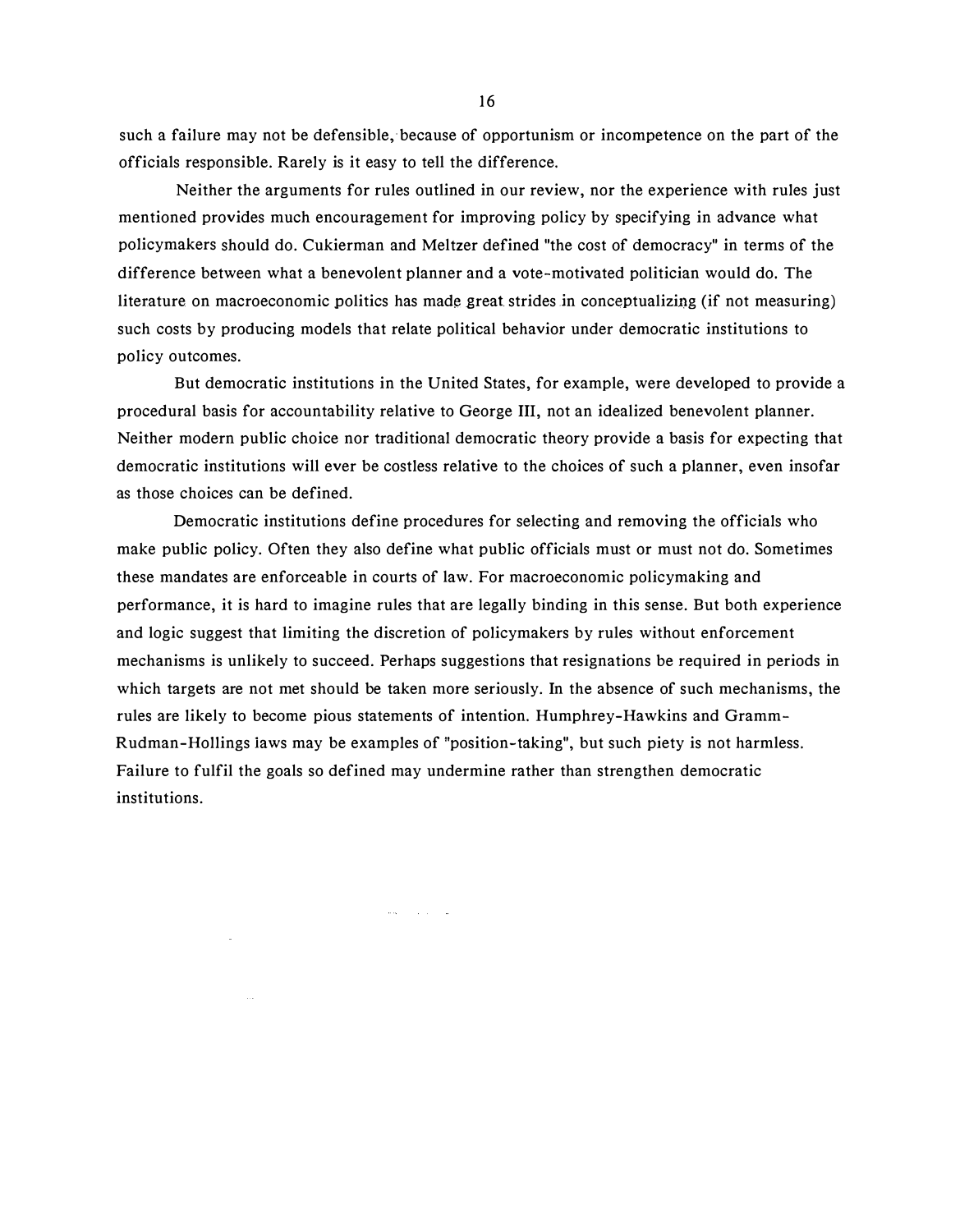such a failure may not be defensible, because of opportunism or incompetence on the part of the officials responsible. Rarely is it easy to tell the difference.

Neither the arguments for rules outlined in our review, nor the experience with rules just mentioned provides much encouragement for improving policy by specifying in advance what policymakers should do. Cukierman and Meltzer defined "the cost of democracy" in terms of the difference between what a benevolent planner and a vote-motivated politician would do. The literature on macroeconomic politics has made great strides in conceptualizing (if not measuring) such costs by producing models that relate political behavior under democratic institutions to policy outcomes.

But democratic institutions in the United States, for example, were developed to provide a procedural basis for accountability relative to George III, not an idealized benevolent planner. Neither modern public choice nor traditional democratic theory provide a basis for expecting that democratic institutions will ever be costless relative to the choices of such a planner, even insofar as those choices can be defined.

Democratic institutions define procedures for selecting and removing the officials who make public policy. Often they also define what public officials must or must not do. Sometimes these mandates are enforceable in courts of law. For macroeconomic policymaking and performance, it is hard to imagine rules that are legally binding in this sense. But both experience and logic suggest that limiting the discretion of policymakers by rules without enforcement mechanisms is unlikely to succeed. Perhaps suggestions that resignations be required in periods in which targets are not met should be taken more seriously. In the absence of such mechanisms, the rules are likely to become pious statements of intention. Humphrey-Hawkins and Gramm-Rudman-Hollings laws may be examples of "position-taking", but such piety is not harmless. Failure to fulfil the goals so defined may undermine rather than strengthen democratic institutions.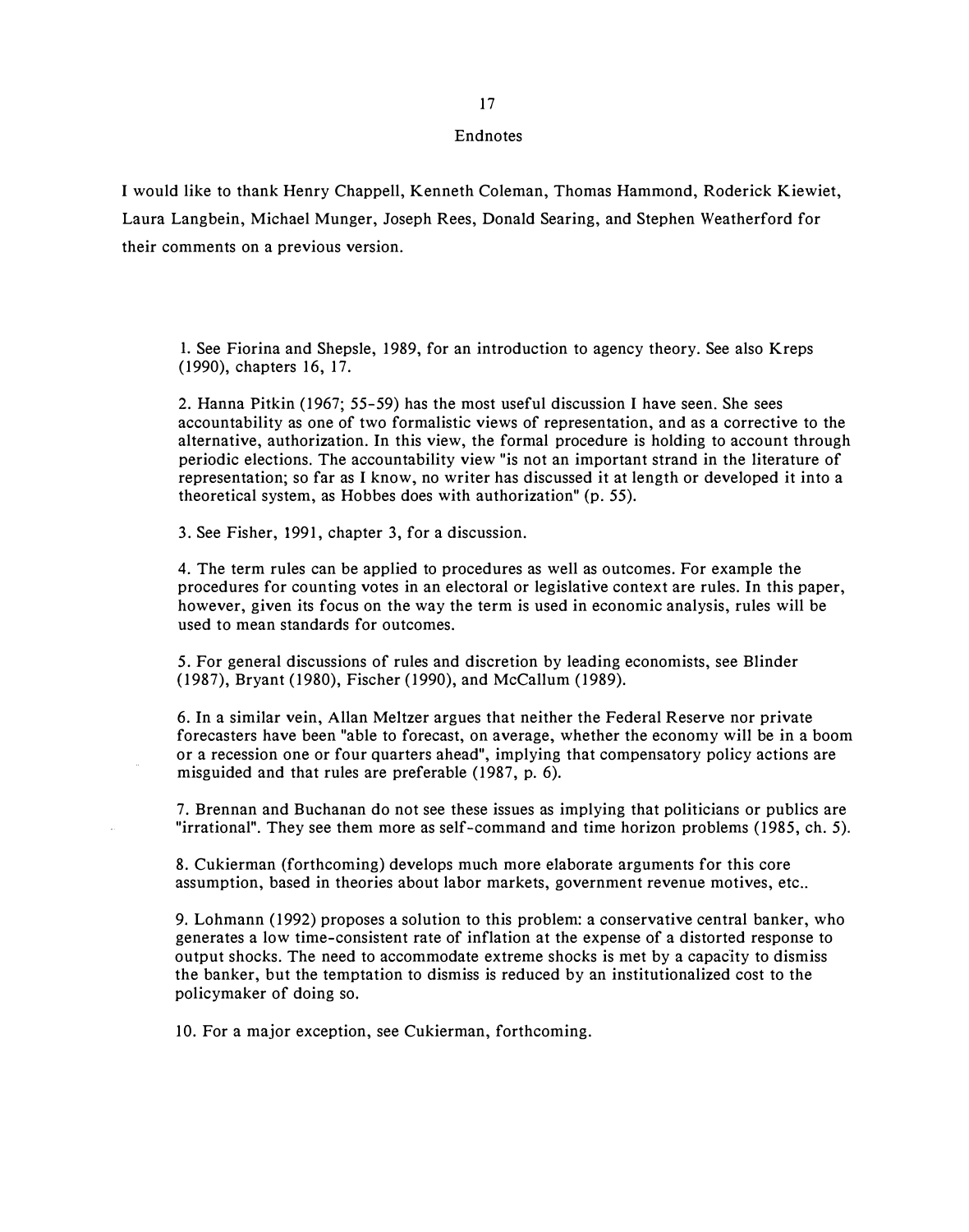# Endnotes

I would like to thank Henry Chappell, Kenneth Coleman, Thomas Hammond, Roderick Kiewiet, Laura Langbein, Michael Munger, Joseph Rees, Donald Searing, and Stephen Weatherford for their comments on a previous version.

1. See Fiorina and Shepsle, 1989, for an introduction to agency theory. See also Kreps (1990), chapters 16, 17.

2. Hanna Pitkin (1967; 55-59) has the most useful discussion I have seen. She sees accountability as one of two formalistic views of representation, and as a corrective to the alternative, authorization. In this view, the formal procedure is holding to account through periodic elections. The accountability view "is not an important strand in the literature of representation; so far as I know, no writer has discussed it at length or developed it into a theoretical system, as Hobbes does with authorization" (p. 55).

3. See Fisher, 1991, chapter 3, for a discussion.

4. The term rules can be applied to procedures as well as outcomes. For example the procedures for counting votes in an electoral or legislative context are rules. In this paper, however, given its focus on the way the term is used in economic analysis, rules will be used to mean standards for outcomes.

5. For general discussions of rules and discretion by leading economists, see Blinder (1987), Bryant (1980), Fischer (1990), and McCallum (1989).

6. In a similar vein, Allan Meltzer argues that neither the Federal Reserve nor private forecasters have been "able to forecast, on average, whether the economy will be in a boom or a recession one or four quarters ahead", implying that compensatory policy actions are misguided and that rules are preferable (1987, p. 6).

7. Brennan and Buchanan do not see these issues as implying that politicians or publics are "irrational". They see them more as self-command and time horizon problems (1985, ch. 5).

8. Cukierman (forthcoming) develops much more elaborate arguments for this core assumption, based in theories about labor markets, government revenue motives, etc..

9. Lohmann (1992) proposes a solution to this problem: a conservative central banker, who generates a low time-consistent rate of inflation at the expense of a distorted response to output shocks. The need to accommodate extreme shocks is met by a capacity to dismiss the banker, but the temptation to dismiss is reduced by an institutionalized cost to the policymaker of doing so.

10. For a major exception, see Cukierman, forthcoming.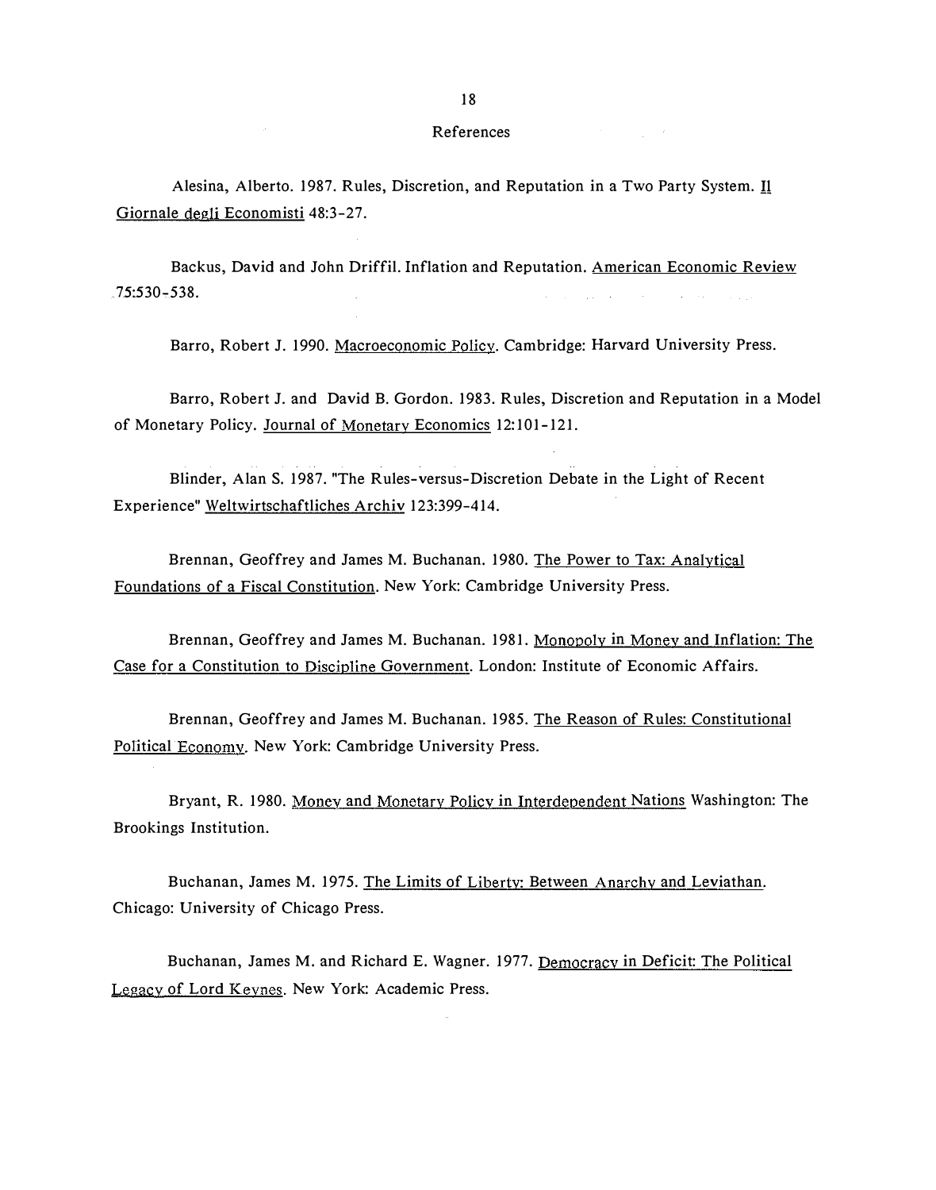## References

Alesina, Alberto. 1987. Rules, Discretion, and Reputation in a Two Party System. Il Giornale degli Economisti 48:3-27.

Backus, David and John Driffil. Inflation and Reputation. American Economic Review 75:530-538.

Barro, Robert J. 1990. Macroeconomic Policy. Cambridge: Harvard University Press.

Barro, Robert J. and David B. Gordon. 1983. Rules, Discretion and Reputation in a Model of Monetary Policy. Journal of Monetary Economics 12:101-121.

Blinder, Alan S. 1987. "The Rules-versus-Discretion Debate in the Light of Recent Experience" Weltwirtschaftliches Archiv 123:399-414.

Brennan, Geoffrey and James M. Buchanan. 1980. The Power to Tax: Analytical Foundations of a Fiscal Constitution. New York: Cambridge University Press.

Brennan, Geoffrey and James M. Buchanan. 1981. Monopoly in Money and Inflation: The Case for a Constitution to Discipline Government. London: Institute of Economic Affairs.

Brennan, Geoffrey and James M. Buchanan. 1985. The Reason of Rules: Constitutional Political Economy. New York: Cambridge University Press.

Bryant, R. 1980. Money and Monetary Policy in Interdependent Nations Washington: The Brookings Institution.

Buchanan, James M. 1975. The Limits of Liberty: Between Anarchy and Leviathan. Chicago: University of Chicago Press.

Buchanan, James M. and Richard E. Wagner. 1977. Democracy in Deficit: The Political Legacy of Lord Keynes. New York: Academic Press.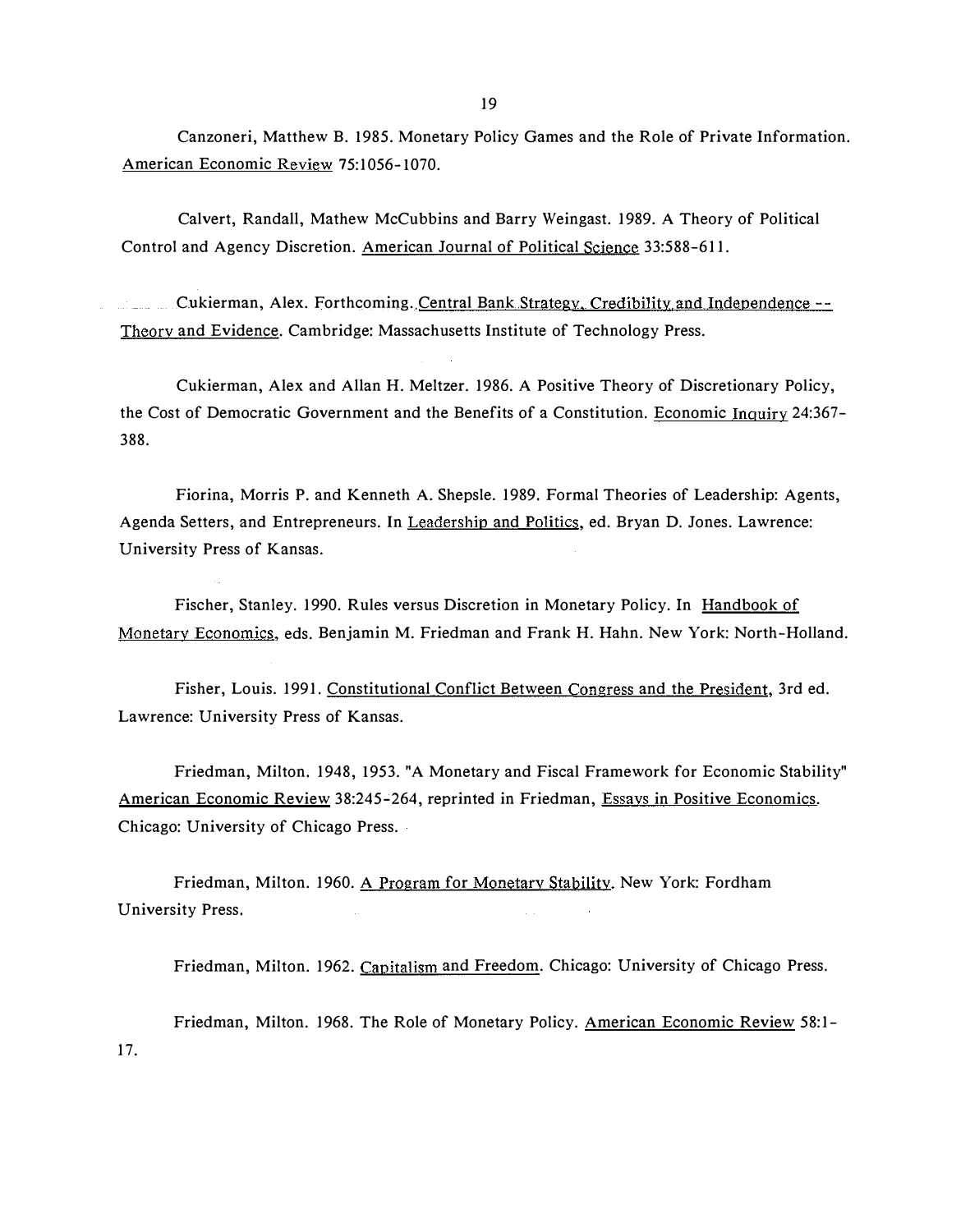Canzoneri, Matthew B. 1985. Monetary Policy Games and the Role of Private Information. American Economic Review 75:1056-1070.

Calvert, Randall, Mathew McCubbins and Barry Weingast. 1989. A Theory of Political Control and Agency Discretion. American Journal of Political Science 33:588-611.

Cukierman, Alex. Forthcoming. Central Bank Strategy, Credibility and Independence -- Theory and Evidence. Cambridge: Massachusetts Institute of Technology Press.

Cukierman, Alex and Allan H. Meltzer. 1986. A Positive Theory of Discretionary Policy, the Cost of Democratic Government and the Benefits of a Constitution. Economic Inquiry 24:367-388.

Fiorina, Morris P. and Kenneth A. Shepsle. 1989. Formal Theories of Leadership: Agents, Agenda Setters, and Entrepreneurs. In Leadership and Politics, ed. Bryan D. Jones. Lawrence: University Press of Kansas.

Fischer, Stanley. 1990. Rules versus Discretion in Monetary Policy. In Handbook of Monetary Economics, eds. Benjamin M. Friedman and Frank H. Hahn. New York: North-Holland.

Fisher, Louis. 1991. Constitutional Conflict Between Congress and the President, 3rd ed. Lawrence: University Press of Kansas.

Friedman, Milton. 1948, 1953. "A Monetary and Fiscal Framework for Economic Stability" American Economic Review 38:245-264, reprinted in Friedman, Essays in Positive Economics. Chicago: University of Chicago Press.

Friedman, Milton. 1960. A Program for Monetary Stability. New York: Fordham University Press.

Friedman, Milton. 1962. Capitalism and Freedom. Chicago: University of Chicago Press.

Friedman, Milton. 1968. The Role of Monetary Policy. American Economic Review 58:1-17.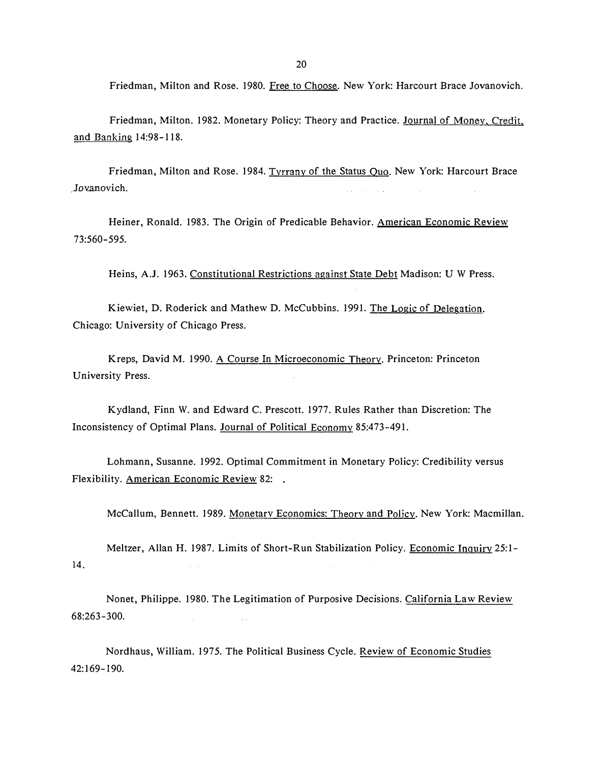Friedman, Milton and Rose. 1980. Free to Choose. New York: Harcourt Brace Jovanovich.

Friedman, Milton. 1982. Monetary Policy: Theory and Practice. Journal of Money, Credit, and Banking 14:98-118.

Friedman, Milton and Rose. 1984. Tyrrany of the Status Quo. New York: Harcourt Brace Jovanovich.

Heiner, Ronald. 1983. The Origin of Predicable Behavior. American Economic Review 73:560-595.

Heins, A.J. 1963. Constitutional Restrictions against State Debt Madison: U W Press.

Kiewiet, D. Roderick and Mathew D. McCubbins. 1991. The Logic of Delegation. Chicago: University of Chicago Press.

Kreps, David M. 1990. A Course In Microeconomic Theory. Princeton: Princeton University Press.

Kydland, Finn W. and Edward C. Prescott. 1977. Rules Rather than Discretion: The Inconsistency of Optimal Plans. Journal of Political Economy 85:473-491.

Lohmann, Susanne. 1992. Optimal Commitment in Monetary Policy: Credibility versus Flexibility. American Economic Review 82: .

McCallum, Bennett. 1989. Monetary Economics: Theory and Policy. New York: Macmillan.

Meltzer, Allan H. 1987. Limits of Short-Run Stabilization Policy. Economic Inquiry 25:1-14.

Nonet, Philippe. 1980. The Legitimation of Purposive Decisions. California Law Review 68:263-300.

Nordhaus, William. 1975. The Political Business Cycle. Review of Economic Studies 42:169-190.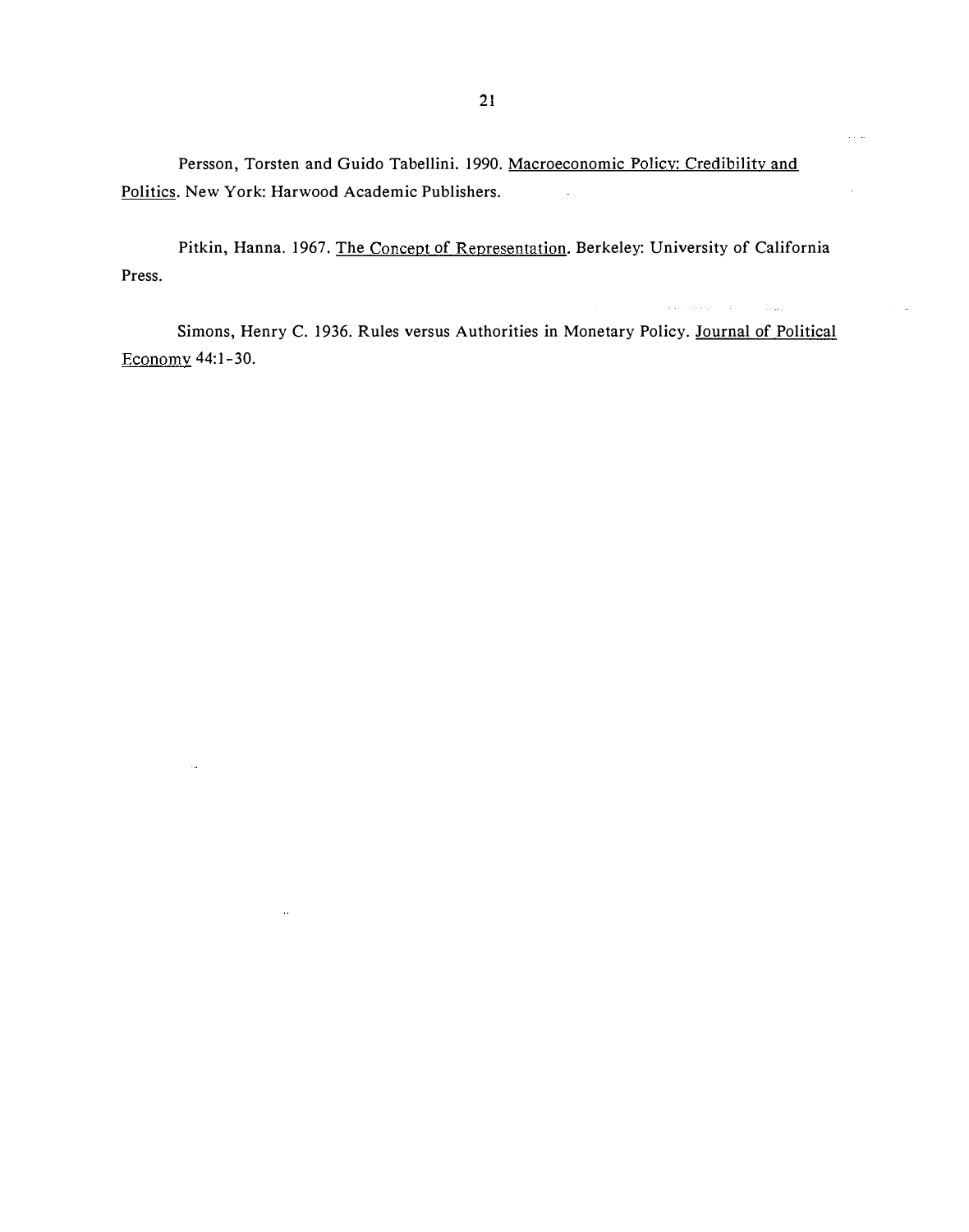Persson, Torsten and Guido Tabellini. 1990. Macroeconomic Policy: Credibility and Politics. New York: Harwood Academic Publishers.

Pitkin, Hanna. 1967. The Concept of Representation. Berkeley: University of California Press.

Simons, Henry C. 1936. Rules versus Authorities in Monetary Policy. Journal of Political Economy 44:1-30.